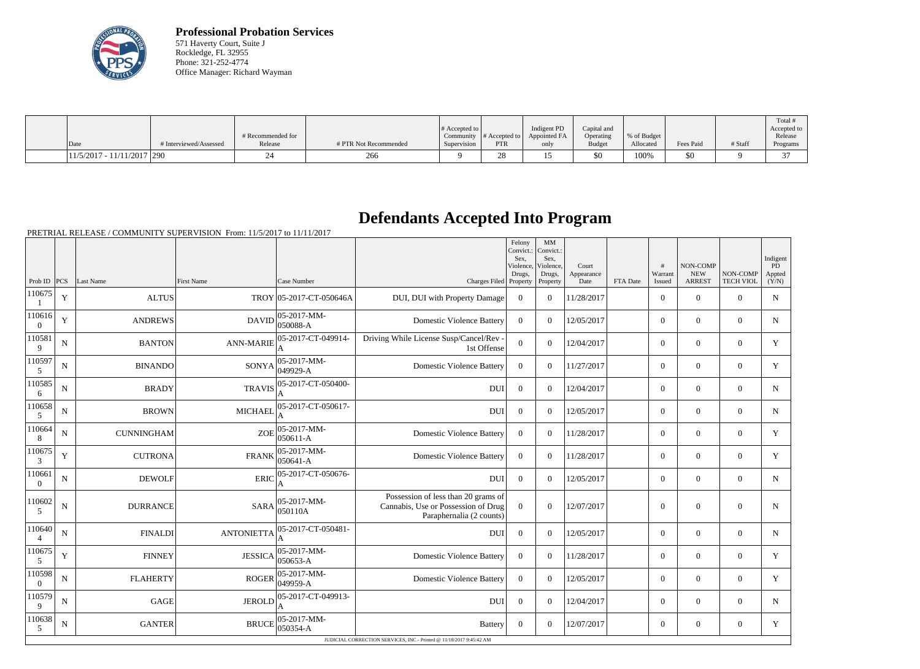**Professional Probation Services**
571 Haverty Court, Suite J
Rockledge, FL 32955
Phone: 321-252-4774
Office Manager: Richard Wayman

| Date | # Interviewed/Assessed | # Recommended for Release | # PTR Not Recommended | # Accepted to Community Supervision | # Accepted to PTR | Indigent PD Appointed FA only | Capital and Operating Budget | % of Budget Allocated | Fees Paid | # Staff | Total # Accepted to Release Programs |
|---|---|---|---|---|---|---|---|---|---|---|---|
| 11/5/2017 - 11/11/2017 | 290 | 24 | 266 | 9 | 28 | 15 | $0 | 100% | $0 | 9 | 37 |

# Defendants Accepted Into Program

PRETRIAL RELEASE / COMMUNITY SUPERVISION From: 11/5/2017 to 11/11/2017

| Prob ID | PCS | Last Name | First Name | Case Number | Charges Filed | Felony Convict.: Sex, Violence, Drugs, Property | MM Convict.: Sex, Violence, Drugs, Property | Court Appearance Date | FTA Date | # Warrant Issued | NON-COMP NEW ARREST | NON-COMP TECH VIOL | Indigent PD Appted (Y/N) |
|---|---|---|---|---|---|---|---|---|---|---|---|---|---|
| 1106751 | Y | ALTUS | TROY | 05-2017-CT-050646A | DUI, DUI with Property Damage | 0 | 0 | 11/28/2017 | | 0 | 0 | 0 | N |
| 1106160 | Y | ANDREWS | DAVID | 05-2017-MM-050088-A | Domestic Violence Battery | 0 | 0 | 12/05/2017 | | 0 | 0 | 0 | N |
| 1105819 | N | BANTON | ANN-MARIE | 05-2017-CT-049914-A | Driving While License Susp/Cancel/Rev - 1st Offense | 0 | 0 | 12/04/2017 | | 0 | 0 | 0 | Y |
| 1105975 | N | BINANDO | SONYA | 05-2017-MM-049929-A | Domestic Violence Battery | 0 | 0 | 11/27/2017 | | 0 | 0 | 0 | Y |
| 1105856 | N | BRADY | TRAVIS | 05-2017-CT-050400-A | DUI | 0 | 0 | 12/04/2017 | | 0 | 0 | 0 | N |
| 1106585 | N | BROWN | MICHAEL | 05-2017-CT-050617-A | DUI | 0 | 0 | 12/05/2017 | | 0 | 0 | 0 | N |
| 1106648 | N | CUNNINGHAM | ZOE | 05-2017-MM-050611-A | Domestic Violence Battery | 0 | 0 | 11/28/2017 | | 0 | 0 | 0 | Y |
| 1106753 | Y | CUTRONA | FRANK | 05-2017-MM-050641-A | Domestic Violence Battery | 0 | 0 | 11/28/2017 | | 0 | 0 | 0 | Y |
| 1106610 | N | DEWOLF | ERIC | 05-2017-CT-050676-A | DUI | 0 | 0 | 12/05/2017 | | 0 | 0 | 0 | N |
| 1106025 | N | DURRANCE | SARA | 05-2017-MM-050110A | Possession of less than 20 grams of Cannabis, Use or Possession of Drug Paraphernalia (2 counts) | 0 | 0 | 12/07/2017 | | 0 | 0 | 0 | N |
| 1106404 | N | FINALDI | ANTONIETTA | 05-2017-CT-050481-A | DUI | 0 | 0 | 12/05/2017 | | 0 | 0 | 0 | N |
| 1106755 | Y | FINNEY | JESSICA | 05-2017-MM-050653-A | Domestic Violence Battery | 0 | 0 | 11/28/2017 | | 0 | 0 | 0 | Y |
| 1105980 | N | FLAHERTY | ROGER | 05-2017-MM-049959-A | Domestic Violence Battery | 0 | 0 | 12/05/2017 | | 0 | 0 | 0 | Y |
| 1105799 | N | GAGE | JEROLD | 05-2017-CT-049913-A | DUI | 0 | 0 | 12/04/2017 | | 0 | 0 | 0 | N |
| 1106385 | N | GANTER | BRUCE | 05-2017-MM-050354-A | Battery | 0 | 0 | 12/07/2017 | | 0 | 0 | 0 | Y |

JUDICIAL CORRECTION SERVICES, INC - Printed @ 11/18/2017 9:45:42 AM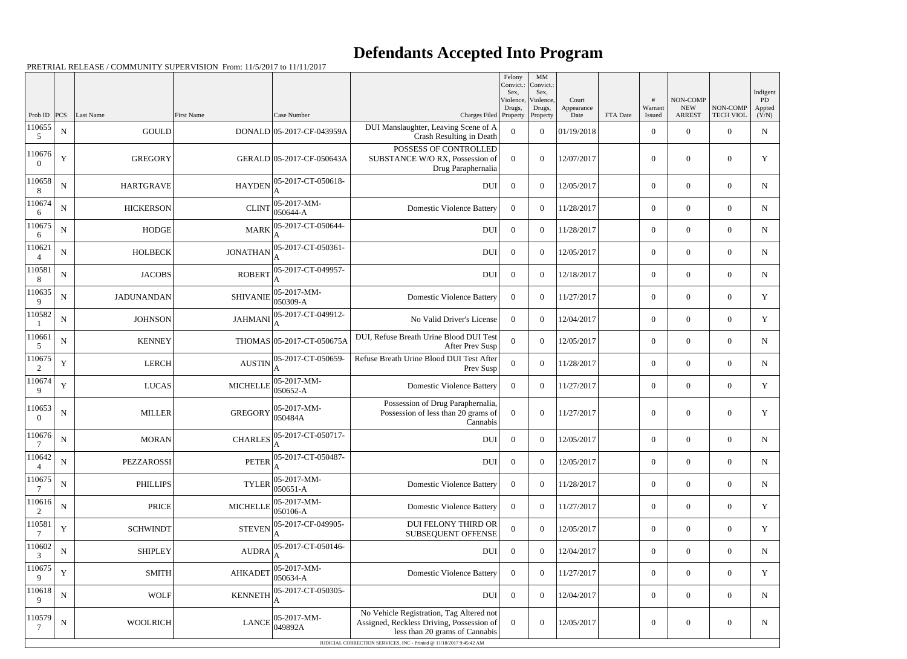# Defendants Accepted Into Program

PRETRIAL RELEASE / COMMUNITY SUPERVISION From: 11/5/2017 to 11/11/2017

| Prob ID | PCS | Last Name | First Name | Case Number | Charges Filed | Felony Convict.: Sex, Violence, Drugs, Property | MM Convict.: Sex, Violence, Drugs, Property | Court Appearance Date | FTA Date | # Warrant Issued | NON-COMP NEW ARREST | NON-COMP TECH VIOL | Indigent PD Appted (Y/N) |
|---|---|---|---|---|---|---|---|---|---|---|---|---|---|
| 1106555 | N | GOULD | DONALD | 05-2017-CF-043959A | DUI Manslaughter, Leaving Scene of A Crash Resulting in Death | 0 | 0 | 01/19/2018 | | 0 | 0 | 0 | N |
| 1106760 | Y | GREGORY | GERALD | 05-2017-CF-050643A | POSSESS OF CONTROLLED SUBSTANCE W/O RX, Possession of Drug Paraphernalia | 0 | 0 | 12/07/2017 | | 0 | 0 | 0 | Y |
| 1106588 | N | HARTGRAVE | HAYDEN | 05-2017-CT-050618-A | DUI | 0 | 0 | 12/05/2017 | | 0 | 0 | 0 | N |
| 1106746 | N | HICKERSON | CLINT | 05-2017-MM-050644-A | Domestic Violence Battery | 0 | 0 | 11/28/2017 | | 0 | 0 | 0 | N |
| 1106756 | N | HODGE | MARK | 05-2017-CT-050644-A | DUI | 0 | 0 | 11/28/2017 | | 0 | 0 | 0 | N |
| 1106214 | N | HOLBECK | JONATHAN | 05-2017-CT-050361-A | DUI | 0 | 0 | 12/05/2017 | | 0 | 0 | 0 | N |
| 1105818 | N | JACOBS | ROBERT | 05-2017-CT-049957-A | DUI | 0 | 0 | 12/18/2017 | | 0 | 0 | 0 | N |
| 1106359 | N | JADUNANDAN | SHIVANIE | 05-2017-MM-050309-A | Domestic Violence Battery | 0 | 0 | 11/27/2017 | | 0 | 0 | 0 | Y |
| 1105821 | N | JOHNSON | JAHMANI | 05-2017-CT-049912-A | No Valid Driver's License | 0 | 0 | 12/04/2017 | | 0 | 0 | 0 | Y |
| 1106615 | N | KENNEY | THOMAS | 05-2017-CT-050675A | DUI, Refuse Breath Urine Blood DUI Test After Prev Susp | 0 | 0 | 12/05/2017 | | 0 | 0 | 0 | N |
| 1106752 | Y | LERCH | AUSTIN | 05-2017-CT-050659-A | Refuse Breath Urine Blood DUI Test After Prev Susp | 0 | 0 | 11/28/2017 | | 0 | 0 | 0 | N |
| 1106749 | Y | LUCAS | MICHELLE | 05-2017-MM-050652-A | Domestic Violence Battery | 0 | 0 | 11/27/2017 | | 0 | 0 | 0 | Y |
| 1106530 | N | MILLER | GREGORY | 05-2017-MM-050484A | Possession of Drug Paraphernalia, Possession of less than 20 grams of Cannabis | 0 | 0 | 11/27/2017 | | 0 | 0 | 0 | Y |
| 1106767 | N | MORAN | CHARLES | 05-2017-CT-050717-A | DUI | 0 | 0 | 12/05/2017 | | 0 | 0 | 0 | N |
| 1106424 | N | PEZZAROSSI | PETER | 05-2017-CT-050487-A | DUI | 0 | 0 | 12/05/2017 | | 0 | 0 | 0 | N |
| 1106757 | N | PHILLIPS | TYLER | 05-2017-MM-050651-A | Domestic Violence Battery | 0 | 0 | 11/28/2017 | | 0 | 0 | 0 | N |
| 1106162 | N | PRICE | MICHELLE | 05-2017-MM-050106-A | Domestic Violence Battery | 0 | 0 | 11/27/2017 | | 0 | 0 | 0 | Y |
| 1105817 | Y | SCHWINDT | STEVEN | 05-2017-CF-049905-A | DUI FELONY THIRD OR SUBSEQUENT OFFENSE | 0 | 0 | 12/05/2017 | | 0 | 0 | 0 | Y |
| 1106023 | N | SHIPLEY | AUDRA | 05-2017-CT-050146-A | DUI | 0 | 0 | 12/04/2017 | | 0 | 0 | 0 | N |
| 1106759 | Y | SMITH | AHKADET | 05-2017-MM-050634-A | Domestic Violence Battery | 0 | 0 | 11/27/2017 | | 0 | 0 | 0 | Y |
| 1106189 | N | WOLF | KENNETH | 05-2017-CT-050305-A | DUI | 0 | 0 | 12/04/2017 | | 0 | 0 | 0 | N |
| 1105797 | N | WOOLRICH | LANCE | 05-2017-MM-049892A | No Vehicle Registration, Tag Altered not Assigned, Reckless Driving, Possession of less than 20 grams of Cannabis | 0 | 0 | 12/05/2017 | | 0 | 0 | 0 | N |

JUDICIAL CORRECTION SERVICES, INC - Printed @ 11/18/2017 9:45:42 AM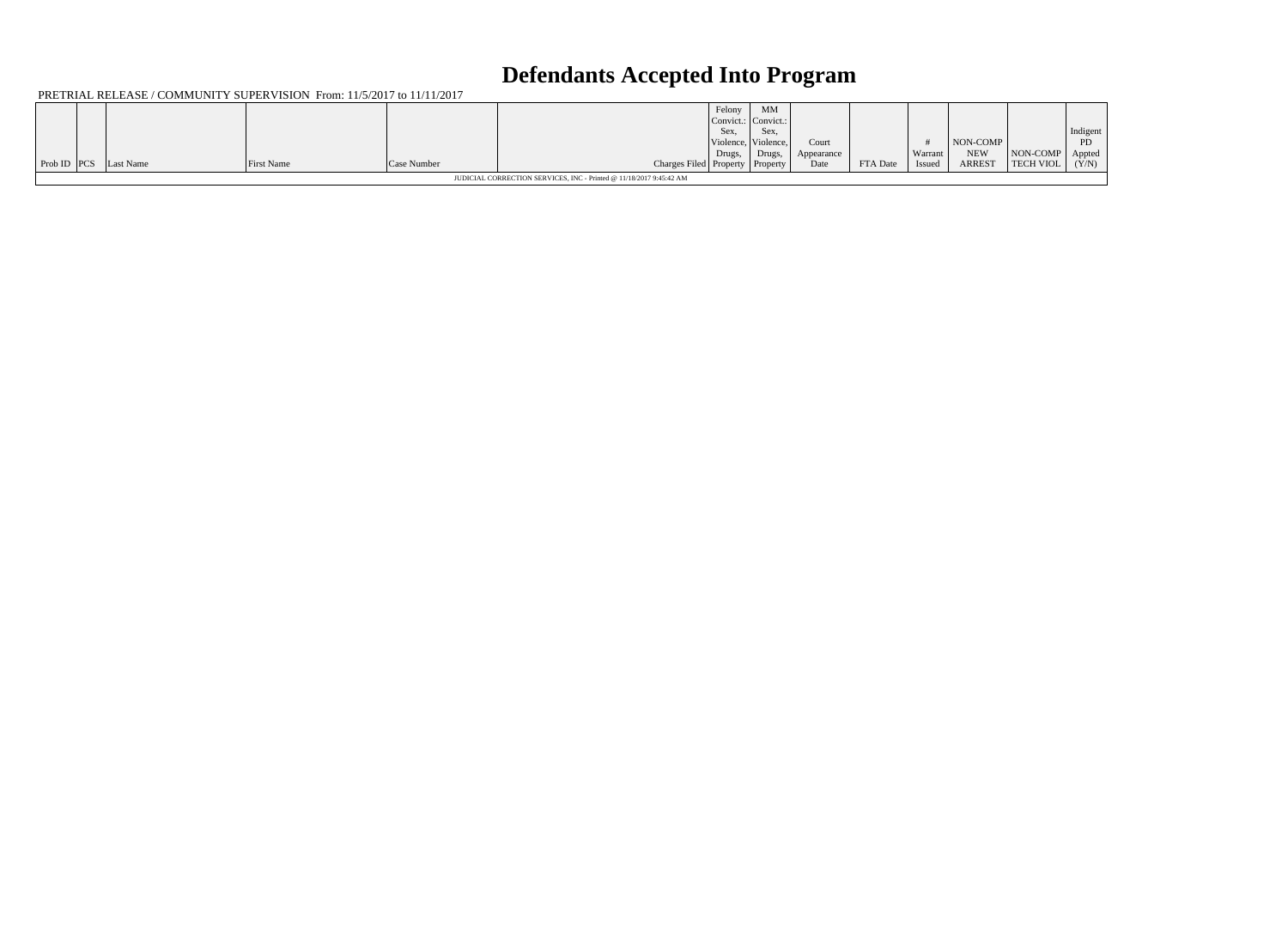# Defendants Accepted Into Program

PRETRIAL RELEASE / COMMUNITY SUPERVISION From: 11/5/2017 to 11/11/2017

| Prob ID | PCS | Last Name | First Name | Case Number | Charges Filed | Felony Convict.: Sex, Violence, Drugs, Property | MM Convict.: Sex, Violence, Drugs, Property | Court Appearance Date | FTA Date | # Warrant Issued | NON-COMP NEW ARREST | NON-COMP TECH VIOL | Indigent PD Appted (Y/N) |
|---|---|---|---|---|---|---|---|---|---|---|---|---|---|

JUDICIAL CORRECTION SERVICES, INC - Printed @ 11/18/2017 9:45:42 AM